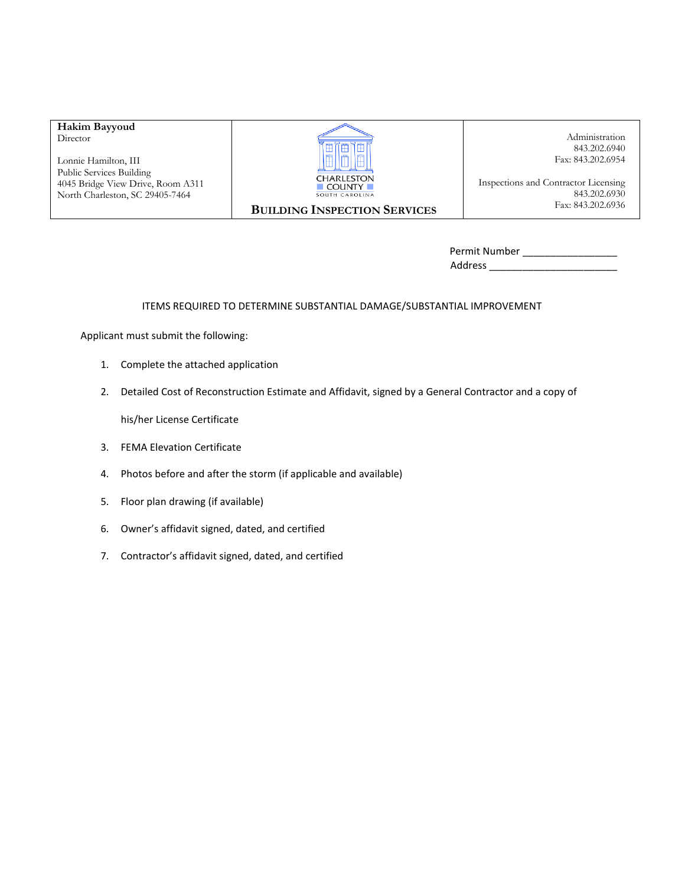| **Hakim Bayyoud**<br>Director<br><br>Lonnie Hamilton, III<br>Public Services Building<br>4045 Bridge View Drive, Room A311<br>North Charleston, SC 29405-7464 | CHARLESTON COUNTY<br>SOUTH CAROLINA<br><br>**BUILDING INSPECTION SERVICES** | Administration<br>843.202.6940<br>Fax: 843.202.6954<br><br>Inspections and Contractor Licensing<br>843.202.6930<br>Fax: 843.202.6936 |
|---|---|---|

Permit Number ________________
Address ______________________

## ITEMS REQUIRED TO DETERMINE SUBSTANTIAL DAMAGE/SUBSTANTIAL IMPROVEMENT

Applicant must submit the following:

1. Complete the attached application
2. Detailed Cost of Reconstruction Estimate and Affidavit, signed by a General Contractor and a copy of his/her License Certificate
3. FEMA Elevation Certificate
4. Photos before and after the storm (if applicable and available)
5. Floor plan drawing (if available)
6. Owner's affidavit signed, dated, and certified
7. Contractor's affidavit signed, dated, and certified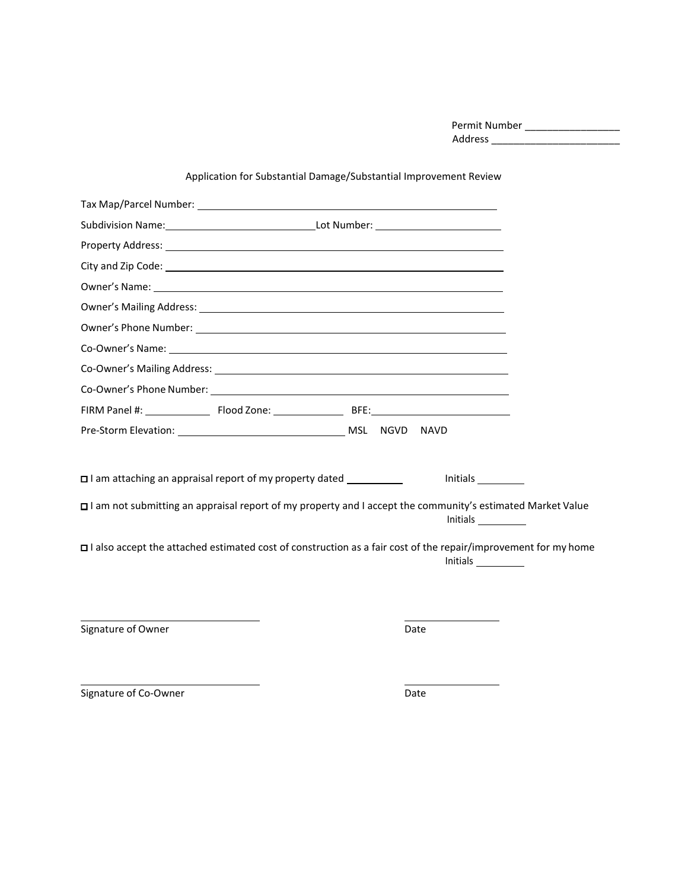Permit Number ________________
Address ______________________

## Application for Substantial Damage/Substantial Improvement Review

Tax Map/Parcel Number: ____________________________________________

Subdivision Name: __________________________ Lot Number: ____________________

Property Address: ____________________________________________

City and Zip Code: ____________________________________________

Owner's Name: ____________________________________________

Owner's Mailing Address: ____________________________________________

Owner's Phone Number: ____________________________________________

Co-Owner's Name: ____________________________________________

Co-Owner's Mailing Address: ____________________________________________

Co-Owner's Phone Number: ____________________________________________

FIRM Panel #: ____________ Flood Zone: ____________ BFE: ______________________

Pre-Storm Elevation: ____________________________ MSL NGVD NAVD

☐ I am attaching an appraisal report of my property dated __________ Initials ________

☐ I am not submitting an appraisal report of my property and I accept the community's estimated Market Value Initials ________

☐ I also accept the attached estimated cost of construction as a fair cost of the repair/improvement for my home Initials ________

______________________________ ________________
Signature of Owner Date

______________________________ ________________
Signature of Co-Owner Date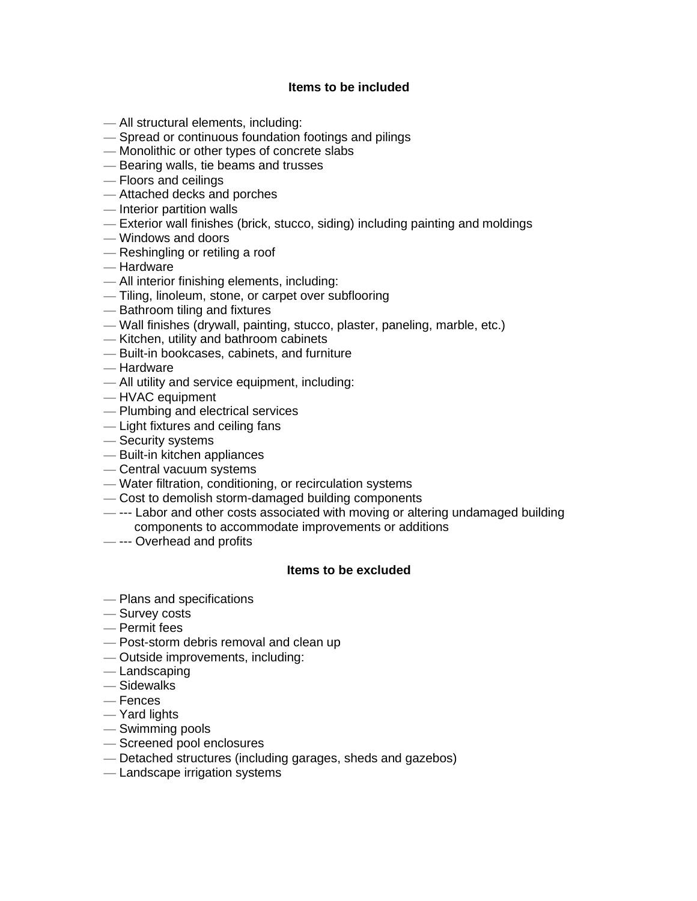**Items to be included**

— All structural elements, including:
— Spread or continuous foundation footings and pilings
— Monolithic or other types of concrete slabs
— Bearing walls, tie beams and trusses
— Floors and ceilings
— Attached decks and porches
— Interior partition walls
— Exterior wall finishes (brick, stucco, siding) including painting and moldings
— Windows and doors
— Reshingling or retiling a roof
— Hardware
— All interior finishing elements, including:
— Tiling, linoleum, stone, or carpet over subflooring
— Bathroom tiling and fixtures
— Wall finishes (drywall, painting, stucco, plaster, paneling, marble, etc.)
— Kitchen, utility and bathroom cabinets
— Built-in bookcases, cabinets, and furniture
— Hardware
— All utility and service equipment, including:
— HVAC equipment
— Plumbing and electrical services
— Light fixtures and ceiling fans
— Security systems
— Built-in kitchen appliances
— Central vacuum systems
— Water filtration, conditioning, or recirculation systems
— Cost to demolish storm-damaged building components
— --- Labor and other costs associated with moving or altering undamaged building components to accommodate improvements or additions
— --- Overhead and profits

**Items to be excluded**

— Plans and specifications
— Survey costs
— Permit fees
— Post-storm debris removal and clean up
— Outside improvements, including:
— Landscaping
— Sidewalks
— Fences
— Yard lights
— Swimming pools
— Screened pool enclosures
— Detached structures (including garages, sheds and gazebos)
— Landscape irrigation systems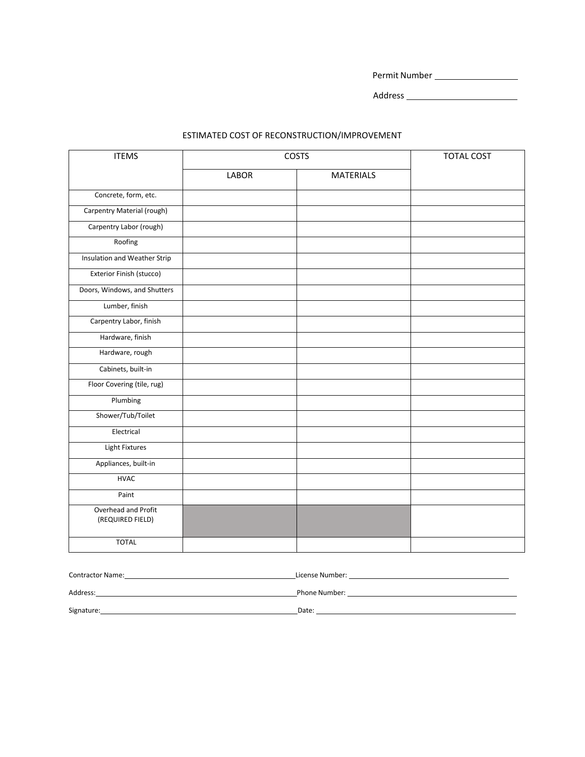Permit Number ________________

Address ______________________

## ESTIMATED COST OF RECONSTRUCTION/IMPROVEMENT

| ITEMS | COSTS | | TOTAL COST |
|---|---|---|---|
| | LABOR | MATERIALS | |
| Concrete, form, etc. | | | |
| Carpentry Material (rough) | | | |
| Carpentry Labor (rough) | | | |
| Roofing | | | |
| Insulation and Weather Strip | | | |
| Exterior Finish (stucco) | | | |
| Doors, Windows, and Shutters | | | |
| Lumber, finish | | | |
| Carpentry Labor, finish | | | |
| Hardware, finish | | | |
| Hardware, rough | | | |
| Cabinets, built-in | | | |
| Floor Covering (tile, rug) | | | |
| Plumbing | | | |
| Shower/Tub/Toilet | | | |
| Electrical | | | |
| Light Fixtures | | | |
| Appliances, built-in | | | |
| HVAC | | | |
| Paint | | | |
| Overhead and Profit (REQUIRED FIELD) | | | |
| TOTAL | | | |

Contractor Name: ______________________ License Number: ______________________

Address: ______________________ Phone Number: ______________________

Signature: ______________________ Date: ______________________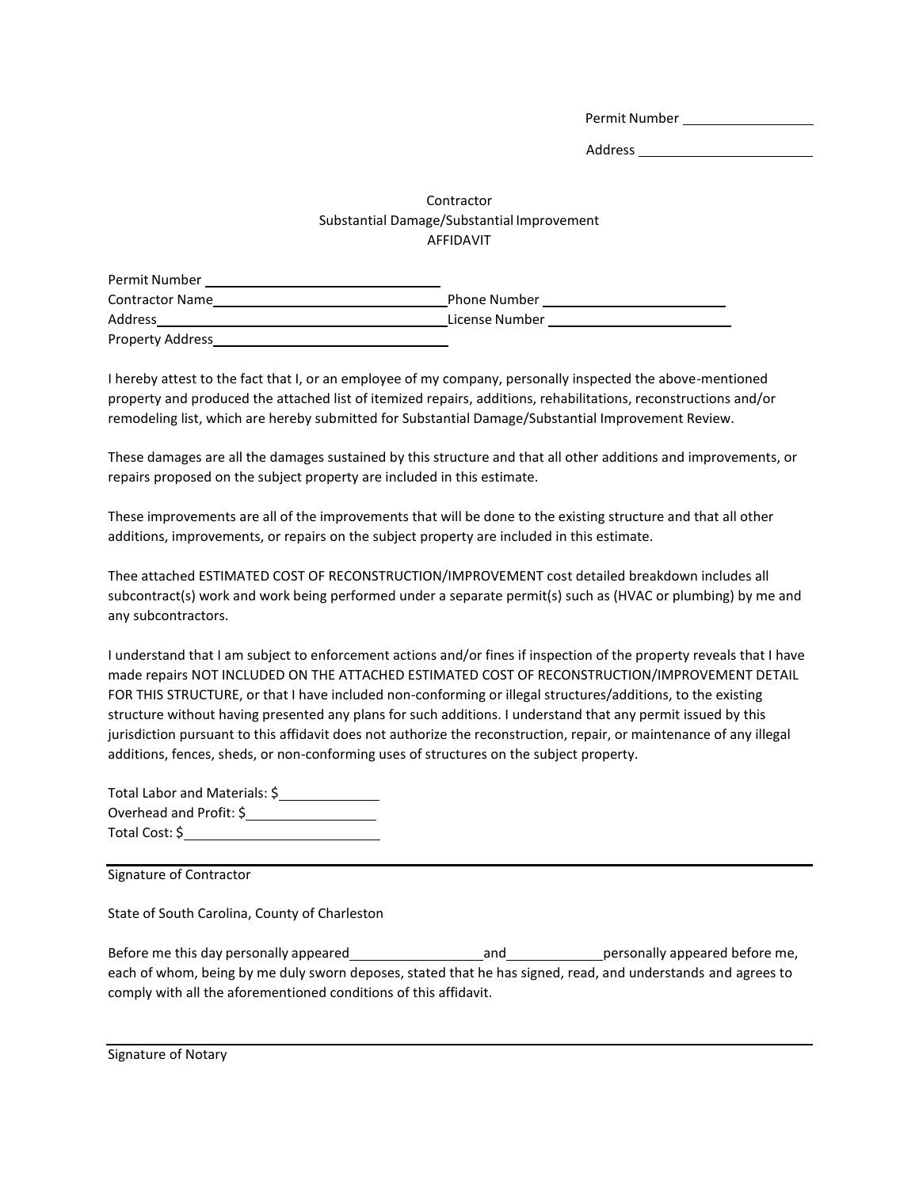Permit Number \_\_\_\_\_\_\_\_\_\_\_\_\_\_\_\_

Address \_\_\_\_\_\_\_\_\_\_\_\_\_\_\_\_\_\_\_\_\_\_

Contractor
Substantial Damage/Substantial Improvement
AFFIDAVIT

Permit Number \_\_\_\_\_\_\_\_\_\_\_\_\_\_\_\_\_\_\_\_\_\_\_\_\_\_\_\_\_\_\_\_\_\_\_

Contractor Name\_\_\_\_\_\_\_\_\_\_\_\_\_\_\_\_\_\_\_\_\_\_\_\_\_\_\_\_\_\_\_\_\_\_\_ Phone Number \_\_\_\_\_\_\_\_\_\_\_\_\_\_\_\_\_\_\_\_\_\_\_\_\_\_\_\_

Address\_\_\_\_\_\_\_\_\_\_\_\_\_\_\_\_\_\_\_\_\_\_\_\_\_\_\_\_\_\_\_\_\_\_\_\_\_\_\_\_\_\_ License Number \_\_\_\_\_\_\_\_\_\_\_\_\_\_\_\_\_\_\_\_\_\_\_\_\_\_\_

Property Address\_\_\_\_\_\_\_\_\_\_\_\_\_\_\_\_\_\_\_\_\_\_\_\_\_\_\_\_\_\_\_\_\_\_

I hereby attest to the fact that I, or an employee of my company, personally inspected the above-mentioned property and produced the attached list of itemized repairs, additions, rehabilitations, reconstructions and/or remodeling list, which are hereby submitted for Substantial Damage/Substantial Improvement Review.

These damages are all the damages sustained by this structure and that all other additions and improvements, or repairs proposed on the subject property are included in this estimate.

These improvements are all of the improvements that will be done to the existing structure and that all other additions, improvements, or repairs on the subject property are included in this estimate.

Thee attached ESTIMATED COST OF RECONSTRUCTION/IMPROVEMENT cost detailed breakdown includes all subcontract(s) work and work being performed under a separate permit(s) such as (HVAC or plumbing) by me and any subcontractors.

I understand that I am subject to enforcement actions and/or fines if inspection of the property reveals that I have made repairs NOT INCLUDED ON THE ATTACHED ESTIMATED COST OF RECONSTRUCTION/IMPROVEMENT DETAIL FOR THIS STRUCTURE, or that I have included non-conforming or illegal structures/additions, to the existing structure without having presented any plans for such additions. I understand that any permit issued by this jurisdiction pursuant to this affidavit does not authorize the reconstruction, repair, or maintenance of any illegal additions, fences, sheds, or non-conforming uses of structures on the subject property.

Total Labor and Materials: $\_\_\_\_\_\_\_\_\_\_\_\_\_\_

Overhead and Profit: $\_\_\_\_\_\_\_\_\_\_\_\_\_\_\_\_\_\_\_

Total Cost: $\_\_\_\_\_\_\_\_\_\_\_\_\_\_\_\_\_\_\_\_\_\_\_\_\_\_\_

\_\_\_\_\_\_\_\_\_\_\_\_\_\_\_\_\_\_\_\_\_\_\_\_\_\_\_\_\_\_\_\_\_\_\_\_\_\_\_\_\_\_\_\_\_\_\_\_\_\_\_\_\_\_\_\_\_\_\_\_\_\_\_\_\_\_\_\_\_\_\_\_\_\_\_\_\_\_

Signature of Contractor

State of South Carolina, County of Charleston

Before me this day personally appeared\_\_\_\_\_\_\_\_\_\_\_\_\_\_\_\_\_\_\_\_and\_\_\_\_\_\_\_\_\_\_\_\_\_\_personally appeared before me, each of whom, being by me duly sworn deposes, stated that he has signed, read, and understands and agrees to comply with all the aforementioned conditions of this affidavit.

\_\_\_\_\_\_\_\_\_\_\_\_\_\_\_\_\_\_\_\_\_\_\_\_\_\_\_\_\_\_\_\_\_\_\_\_\_\_\_\_\_\_\_\_\_\_\_\_\_\_\_\_\_\_\_\_\_\_\_\_\_\_\_\_\_\_\_\_\_\_\_\_\_\_\_\_\_\_

Signature of Notary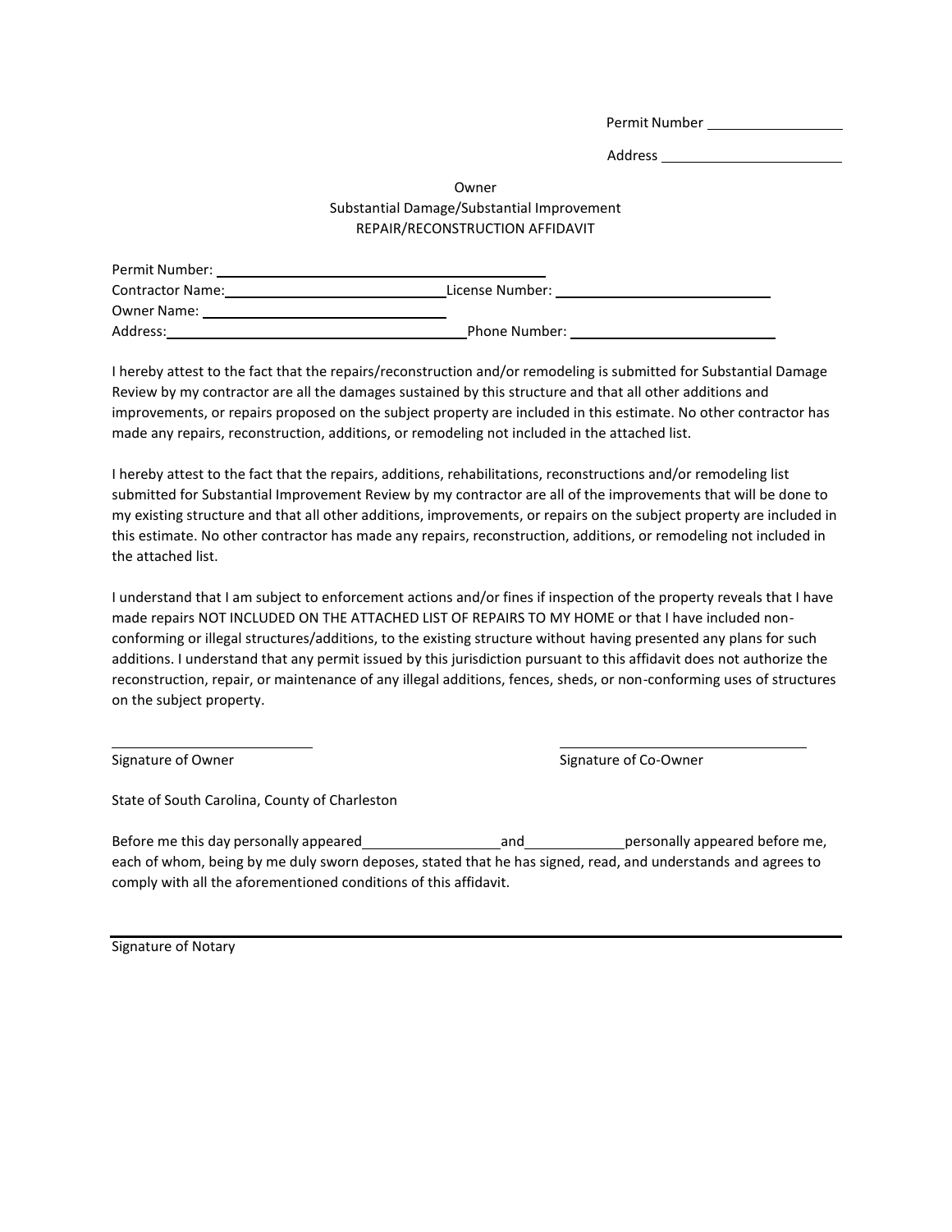Permit Number ________________

Address ______________________

Owner
Substantial Damage/Substantial Improvement
REPAIR/RECONSTRUCTION AFFIDAVIT

Permit Number: ______________________________________
Contractor Name: ____________________________ License Number: ____________________________
Owner Name: ____________________________
Address: ____________________________________ Phone Number: ____________________________

I hereby attest to the fact that the repairs/reconstruction and/or remodeling is submitted for Substantial Damage Review by my contractor are all the damages sustained by this structure and that all other additions and improvements, or repairs proposed on the subject property are included in this estimate. No other contractor has made any repairs, reconstruction, additions, or remodeling not included in the attached list.

I hereby attest to the fact that the repairs, additions, rehabilitations, reconstructions and/or remodeling list submitted for Substantial Improvement Review by my contractor are all of the improvements that will be done to my existing structure and that all other additions, improvements, or repairs on the subject property are included in this estimate. No other contractor has made any repairs, reconstruction, additions, or remodeling not included in the attached list.

I understand that I am subject to enforcement actions and/or fines if inspection of the property reveals that I have made repairs NOT INCLUDED ON THE ATTACHED LIST OF REPAIRS TO MY HOME or that I have included non-conforming or illegal structures/additions, to the existing structure without having presented any plans for such additions. I understand that any permit issued by this jurisdiction pursuant to this affidavit does not authorize the reconstruction, repair, or maintenance of any illegal additions, fences, sheds, or non-conforming uses of structures on the subject property.

____________________________ ____________________________
Signature of Owner Signature of Co-Owner

State of South Carolina, County of Charleston

Before me this day personally appeared __________________ and _____________ personally appeared before me, each of whom, being by me duly sworn deposes, stated that he has signed, read, and understands and agrees to comply with all the aforementioned conditions of this affidavit.

____________________________________________
Signature of Notary